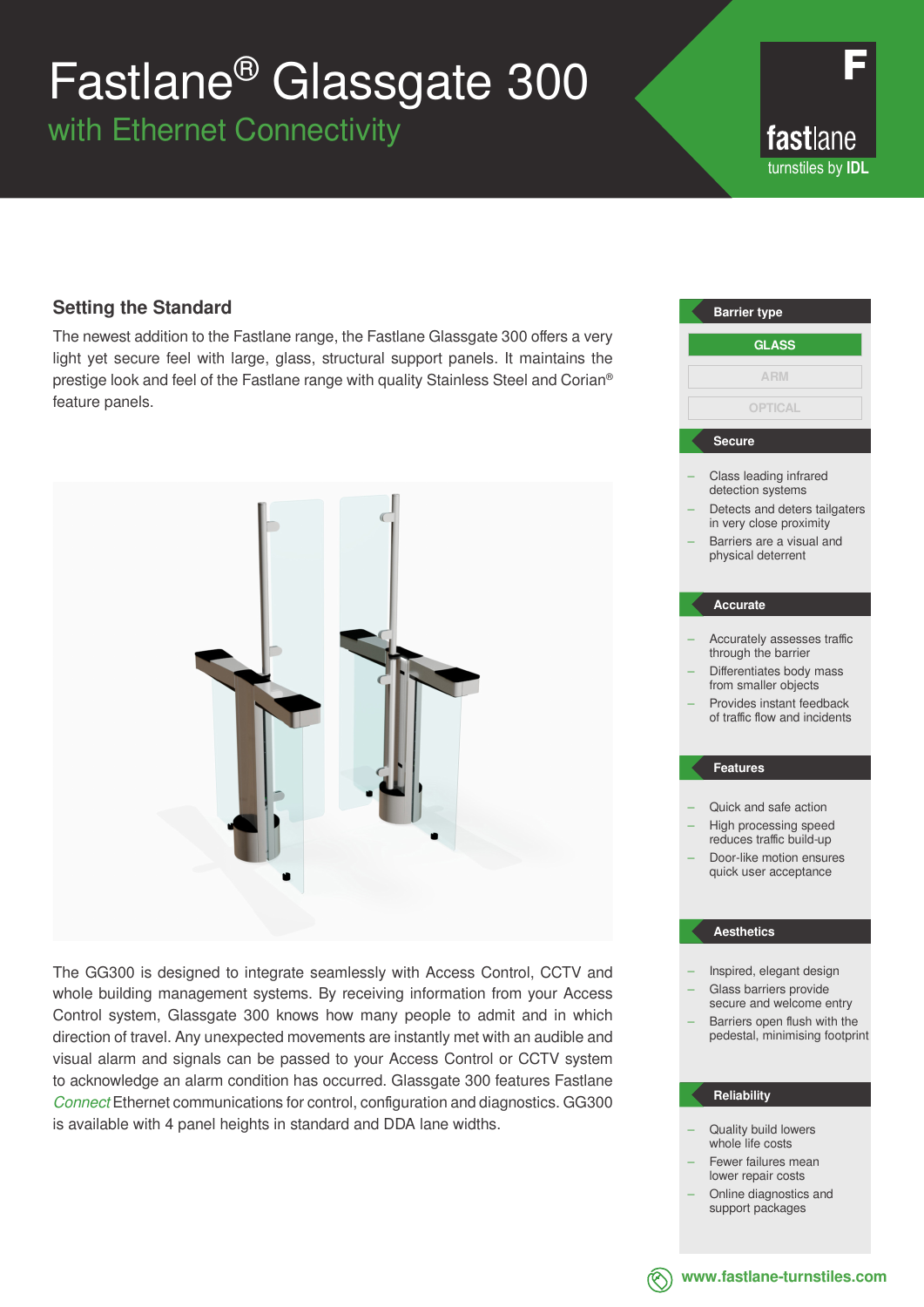# Fastlane® Glassgate 300

## with Ethernet Connectivity

fastlane
turnstiles by IDL

### Setting the Standard

The newest addition to the Fastlane range, the Fastlane Glassgate 300 offers a very light yet secure feel with large, glass, structural support panels. It maintains the prestige look and feel of the Fastlane range with quality Stainless Steel and Corian® feature panels.

The GG300 is designed to integrate seamlessly with Access Control, CCTV and whole building management systems. By receiving information from your Access Control system, Glassgate 300 knows how many people to admit and in which direction of travel. Any unexpected movements are instantly met with an audible and visual alarm and signals can be passed to your Access Control or CCTV system to acknowledge an alarm condition has occurred. Glassgate 300 features Fastlane *Connect* Ethernet communications for control, configuration and diagnostics. GG300 is available with 4 panel heights in standard and DDA lane widths.

#### Barrier type

- **GLASS**
- ARM
- OPTICAL

#### Secure

- Class leading infrared detection systems
- Detects and deters tailgaters in very close proximity
- Barriers are a visual and physical deterrent

#### Accurate

- Accurately assesses traffic through the barrier
- Differentiates body mass from smaller objects
- Provides instant feedback of traffic flow and incidents

#### Features

- Quick and safe action
- High processing speed reduces traffic build-up
- Door-like motion ensures quick user acceptance

#### Aesthetics

- Inspired, elegant design
- Glass barriers provide secure and welcome entry
- Barriers open flush with the pedestal, minimising footprint

#### Reliability

- Quality build lowers whole life costs
- Fewer failures mean lower repair costs
- Online diagnostics and support packages

www.fastlane-turnstiles.com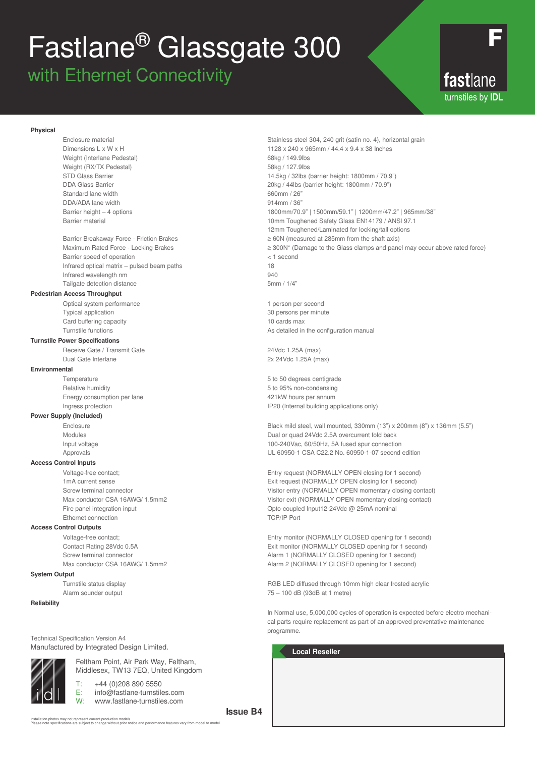# Fastlane® Glassgate 300

## with Ethernet Connectivity

F

fastlane
turnstiles by IDL

| | |
|---|---|
| **Physical** | |
| Enclosure material | Stainless steel 304, 240 grit (satin no. 4), horizontal grain |
| Dimensions L x W x H | 1128 x 240 x 965mm / 44.4 x 9.4 x 38 Inches |
| Weight (Interlane Pedestal) | 68kg / 149.9lbs |
| Weight (RX/TX Pedestal) | 58kg / 127.9lbs |
| STD Glass Barrier | 14.5kg / 32lbs (barrier height: 1800mm / 70.9") |
| DDA Glass Barrier | 20kg / 44lbs (barrier height: 1800mm / 70.9") |
| Standard lane width | 660mm / 26" |
| DDA/ADA lane width | 914mm / 36" |
| Barrier height – 4 options | 1800mm/70.9" \| 1500mm/59.1" \| 1200mm/47.2" \| 965mm/38" |
| Barrier material | 10mm Toughened Safety Glass EN14179 / ANSI 97.1<br>12mm Toughened/Laminated for locking/tall options |
| Barrier Breakaway Force - Friction Brakes | ≥ 60N (measured at 285mm from the shaft axis) |
| Maximum Rated Force - Locking Brakes | ≥ 300N* (Damage to the Glass clamps and panel may occur above rated force) |
| Barrier speed of operation | < 1 second |
| Infrared optical matrix – pulsed beam paths | 18 |
| Infrared wavelength nm | 940 |
| Tailgate detection distance | 5mm / 1/4" |
| **Pedestrian Access Throughput** | |
| Optical system performance | 1 person per second |
| Typical application | 30 persons per minute |
| Card buffering capacity | 10 cards max |
| Turnstile functions | As detailed in the configuration manual |
| **Turnstile Power Specifications** | |
| Receive Gate / Transmit Gate | 24Vdc 1.25A (max) |
| Dual Gate Interlane | 2x 24Vdc 1.25A (max) |
| **Environmental** | |
| Temperature | 5 to 50 degrees centigrade |
| Relative humidity | 5 to 95% non-condensing |
| Energy consumption per lane | 421kW hours per annum |
| Ingress protection | IP20 (Internal building applications only) |
| **Power Supply (Included)** | |
| Enclosure | Black mild steel, wall mounted, 330mm (13") x 200mm (8") x 136mm (5.5") |
| Modules | Dual or quad 24Vdc 2.5A overcurrent fold back |
| Input voltage | 100-240Vac, 60/50Hz, 5A fused spur connection |
| Approvals | UL 60950-1 CSA C22.2 No. 60950-1-07 second edition |
| **Access Control Inputs** | |
| Voltage-free contact; | Entry request (NORMALLY OPEN closing for 1 second) |
| 1mA current sense | Exit request (NORMALLY OPEN closing for 1 second) |
| Screw terminal connector | Visitor entry (NORMALLY OPEN momentary closing contact) |
| Max conductor CSA 16AWG/ 1.5mm2 | Visitor exit (NORMALLY OPEN momentary closing contact) |
| Fire panel integration input | Opto-coupled Input12-24Vdc @ 25mA nominal |
| Ethernet connection | TCP/IP Port |
| **Access Control Outputs** | |
| Voltage-free contact; | Entry monitor (NORMALLY CLOSED opening for 1 second) |
| Contact Rating 28Vdc 0.5A | Exit monitor (NORMALLY CLOSED opening for 1 second) |
| Screw terminal connector | Alarm 1 (NORMALLY CLOSED opening for 1 second) |
| Max conductor CSA 16AWG/ 1.5mm2 | Alarm 2 (NORMALLY CLOSED opening for 1 second) |
| **System Output** | |
| Turnstile status display | RGB LED diffused through 10mm high clear frosted acrylic |
| Alarm sounder output | 75 – 100 dB (93dB at 1 metre) |
| **Reliability** | In Normal use, 5,000,000 cycles of operation is expected before electro mechanical parts require replacement as part of an approved preventative maintenance programme. |

Technical Specification Version A4
Manufactured by Integrated Design Limited.

Feltham Point, Air Park Way, Feltham,
Middlesex, TW13 7EQ, United Kingdom

T: +44 (0)208 890 5550
E: info@fastlane-turnstiles.com
W: www.fastlane-turnstiles.com

**Issue B4**

**Local Reseller**

Installation photos may not represent current production models
Please note specifications are subject to change without prior notice and performance features vary from model to model.